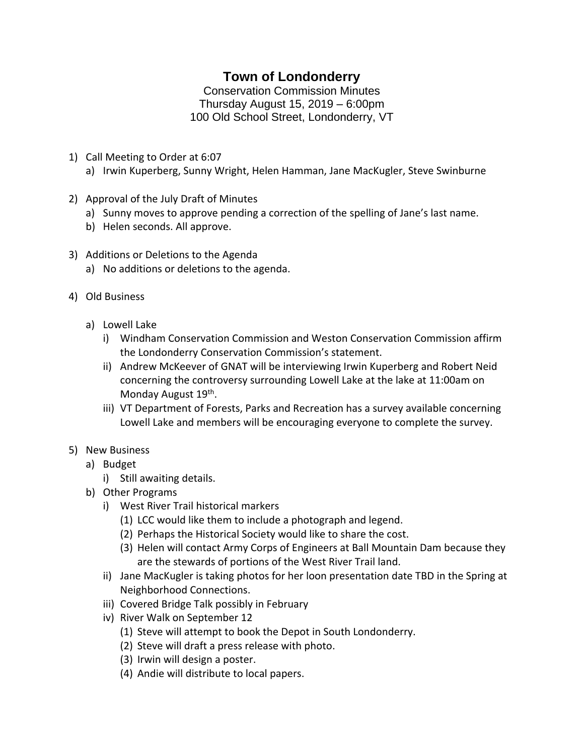# Town of Londonderry

Conservation Commission Minutes
Thursday August 15, 2019 – 6:00pm
100 Old School Street, Londonderry, VT

1) Call Meeting to Order at 6:07
   a) Irwin Kuperberg, Sunny Wright, Helen Hamman, Jane MacKugler, Steve Swinburne

2) Approval of the July Draft of Minutes
   a) Sunny moves to approve pending a correction of the spelling of Jane's last name.
   b) Helen seconds. All approve.

3) Additions or Deletions to the Agenda
   a) No additions or deletions to the agenda.

4) Old Business

   a) Lowell Lake
      i) Windham Conservation Commission and Weston Conservation Commission affirm the Londonderry Conservation Commission's statement.
      ii) Andrew McKeever of GNAT will be interviewing Irwin Kuperberg and Robert Neid concerning the controversy surrounding Lowell Lake at the lake at 11:00am on Monday August 19th.
      iii) VT Department of Forests, Parks and Recreation has a survey available concerning Lowell Lake and members will be encouraging everyone to complete the survey.

5) New Business
   a) Budget
      i) Still awaiting details.
   b) Other Programs
      i) West River Trail historical markers
         (1) LCC would like them to include a photograph and legend.
         (2) Perhaps the Historical Society would like to share the cost.
         (3) Helen will contact Army Corps of Engineers at Ball Mountain Dam because they are the stewards of portions of the West River Trail land.
      ii) Jane MacKugler is taking photos for her loon presentation date TBD in the Spring at Neighborhood Connections.
      iii) Covered Bridge Talk possibly in February
      iv) River Walk on September 12
         (1) Steve will attempt to book the Depot in South Londonderry.
         (2) Steve will draft a press release with photo.
         (3) Irwin will design a poster.
         (4) Andie will distribute to local papers.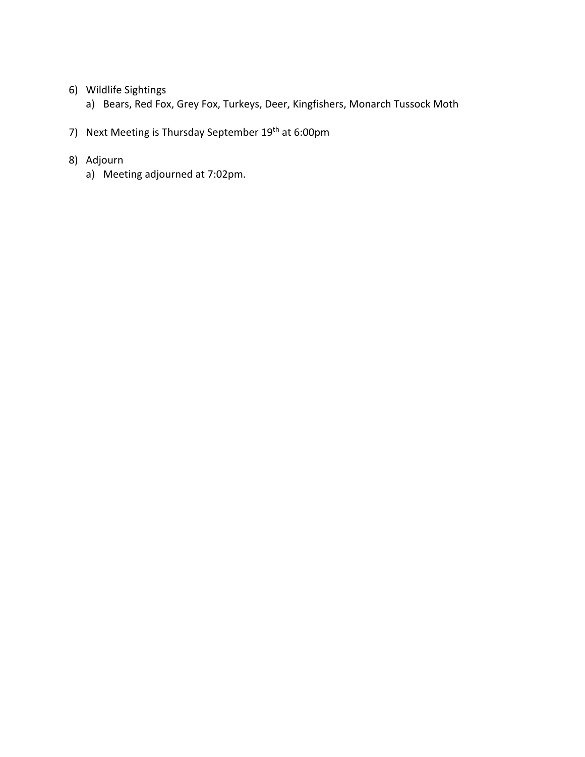6) Wildlife Sightings
   a) Bears, Red Fox, Grey Fox, Turkeys, Deer, Kingfishers, Monarch Tussock Moth

7) Next Meeting is Thursday September 19th at 6:00pm

8) Adjourn
   a) Meeting adjourned at 7:02pm.